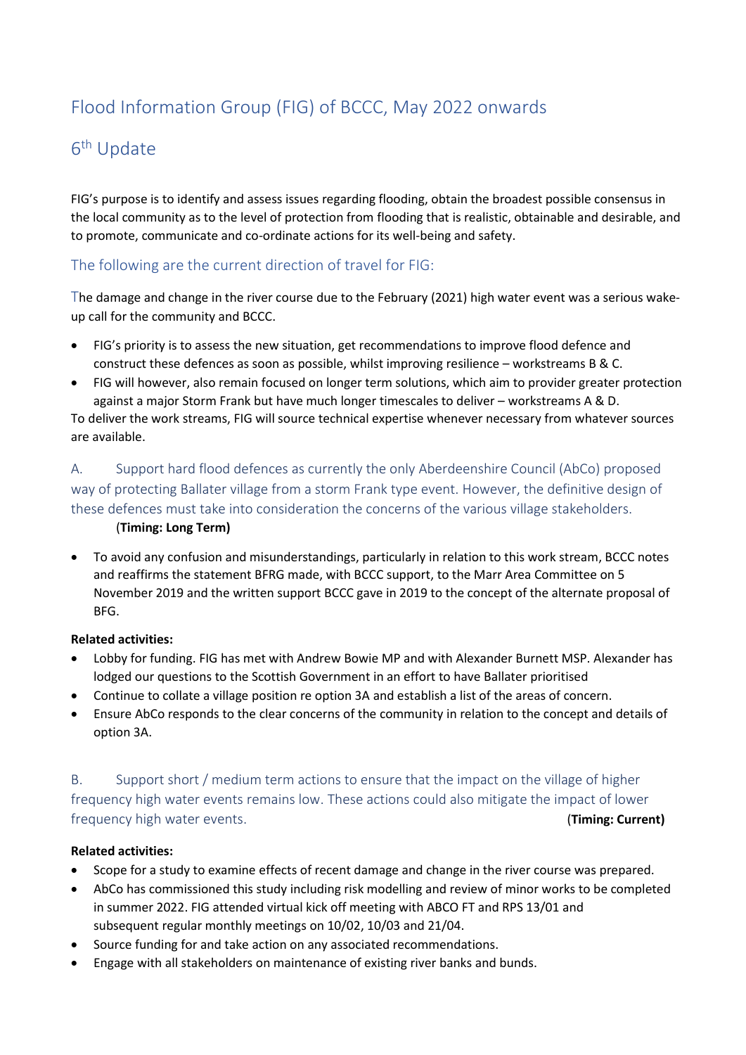# Flood Information Group (FIG) of BCCC, May 2022 onwards

## 6th Update

FIG's purpose is to identify and assess issues regarding flooding, obtain the broadest possible consensus in the local community as to the level of protection from flooding that is realistic, obtainable and desirable, and to promote, communicate and co-ordinate actions for its well-being and safety.

### The following are the current direction of travel for FIG:

The damage and change in the river course due to the February (2021) high water event was a serious wake-up call for the community and BCCC.

- FIG's priority is to assess the new situation, get recommendations to improve flood defence and construct these defences as soon as possible, whilst improving resilience – workstreams B & C.
- FIG will however, also remain focused on longer term solutions, which aim to provider greater protection against a major Storm Frank but have much longer timescales to deliver – workstreams A & D.

To deliver the work streams, FIG will source technical expertise whenever necessary from whatever sources are available.

### A. Support hard flood defences as currently the only Aberdeenshire Council (AbCo) proposed way of protecting Ballater village from a storm Frank type event. However, the definitive design of these defences must take into consideration the concerns of the various village stakeholders.

(**Timing: Long Term**)

- To avoid any confusion and misunderstandings, particularly in relation to this work stream, BCCC notes and reaffirms the statement BFRG made, with BCCC support, to the Marr Area Committee on 5 November 2019 and the written support BCCC gave in 2019 to the concept of the alternate proposal of BFG.

**Related activities:**

- Lobby for funding. FIG has met with Andrew Bowie MP and with Alexander Burnett MSP. Alexander has lodged our questions to the Scottish Government in an effort to have Ballater prioritised
- Continue to collate a village position re option 3A and establish a list of the areas of concern.
- Ensure AbCo responds to the clear concerns of the community in relation to the concept and details of option 3A.

### B. Support short / medium term actions to ensure that the impact on the village of higher frequency high water events remains low. These actions could also mitigate the impact of lower frequency high water events.

(**Timing: Current**)

**Related activities:**

- Scope for a study to examine effects of recent damage and change in the river course was prepared.
- AbCo has commissioned this study including risk modelling and review of minor works to be completed in summer 2022. FIG attended virtual kick off meeting with ABCO FT and RPS 13/01 and subsequent regular monthly meetings on 10/02, 10/03 and 21/04.
- Source funding for and take action on any associated recommendations.
- Engage with all stakeholders on maintenance of existing river banks and bunds.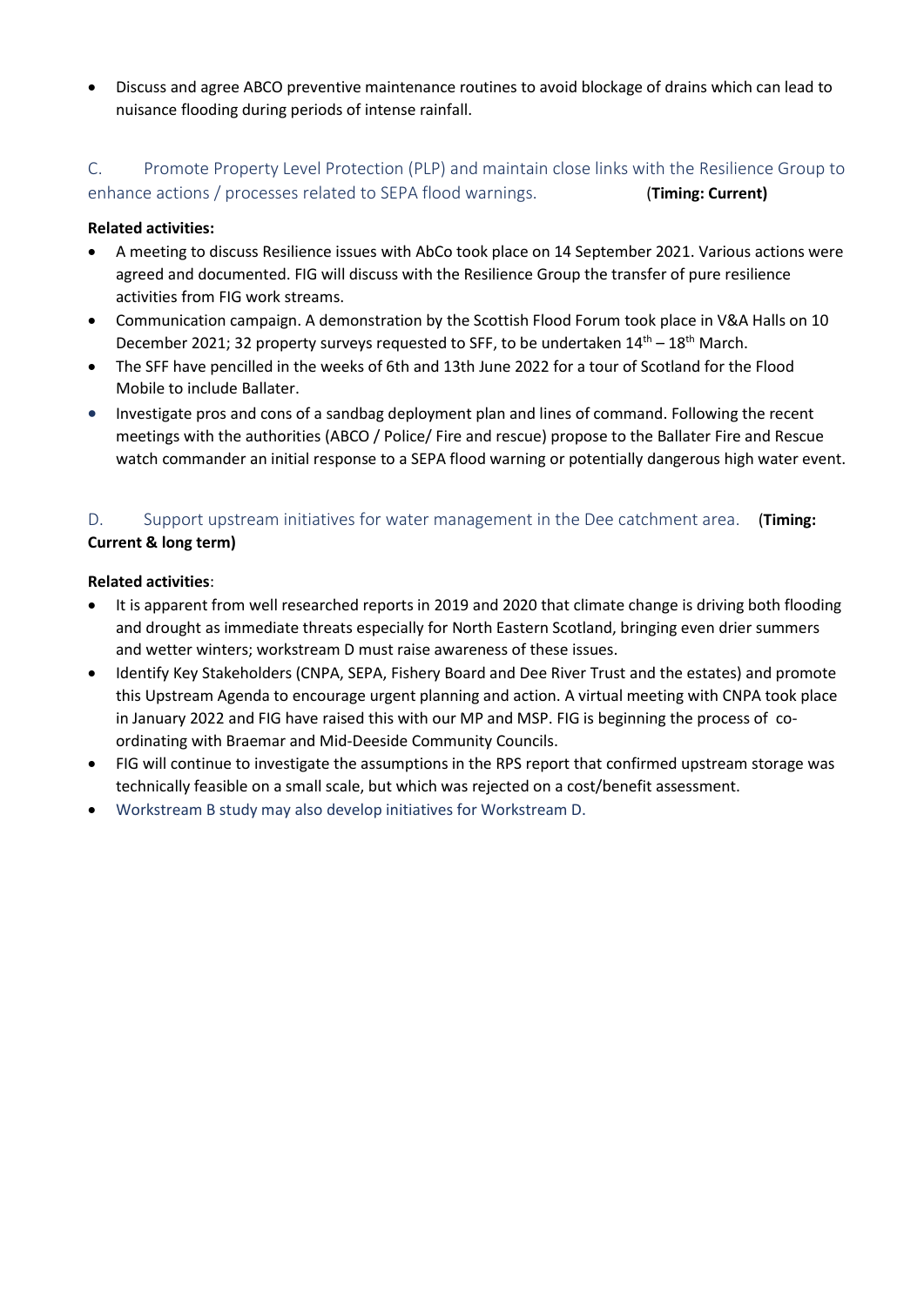- Discuss and agree ABCO preventive maintenance routines to avoid blockage of drains which can lead to nuisance flooding during periods of intense rainfall.

## C. Promote Property Level Protection (PLP) and maintain close links with the Resilience Group to enhance actions / processes related to SEPA flood warnings. (**Timing: Current)**

**Related activities:**

- A meeting to discuss Resilience issues with AbCo took place on 14 September 2021. Various actions were agreed and documented. FIG will discuss with the Resilience Group the transfer of pure resilience activities from FIG work streams.
- Communication campaign. A demonstration by the Scottish Flood Forum took place in V&A Halls on 10 December 2021; 32 property surveys requested to SFF, to be undertaken 14th – 18th March.
- The SFF have pencilled in the weeks of 6th and 13th June 2022 for a tour of Scotland for the Flood Mobile to include Ballater.
- Investigate pros and cons of a sandbag deployment plan and lines of command. Following the recent meetings with the authorities (ABCO / Police/ Fire and rescue) propose to the Ballater Fire and Rescue watch commander an initial response to a SEPA flood warning or potentially dangerous high water event.

## D. Support upstream initiatives for water management in the Dee catchment area. (**Timing: Current & long term)**

**Related activities**:

- It is apparent from well researched reports in 2019 and 2020 that climate change is driving both flooding and drought as immediate threats especially for North Eastern Scotland, bringing even drier summers and wetter winters; workstream D must raise awareness of these issues.
- Identify Key Stakeholders (CNPA, SEPA, Fishery Board and Dee River Trust and the estates) and promote this Upstream Agenda to encourage urgent planning and action. A virtual meeting with CNPA took place in January 2022 and FIG have raised this with our MP and MSP. FIG is beginning the process of co-ordinating with Braemar and Mid-Deeside Community Councils.
- FIG will continue to investigate the assumptions in the RPS report that confirmed upstream storage was technically feasible on a small scale, but which was rejected on a cost/benefit assessment.
- Workstream B study may also develop initiatives for Workstream D.